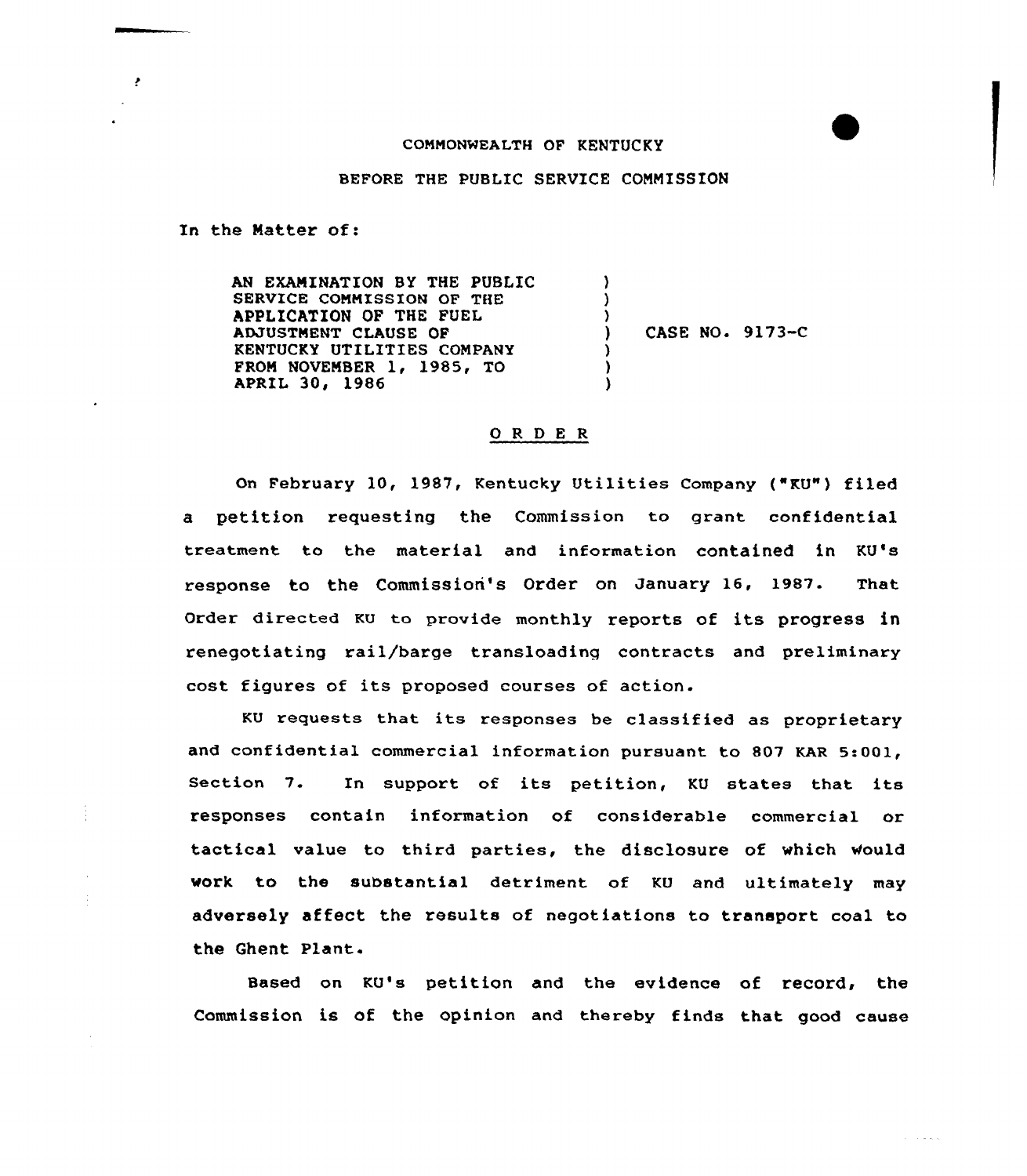COMMONWEALTH OF KENTUCKY

BEFORE THE PUBLIC SERVICE COMMISSION

In the Matter of:

| | | |
|---|---|---|
| AN EXAMINATION BY THE PUBLIC SERVICE COMMISSION OF THE APPLICATION OF THE FUEL ADJUSTMENT CLAUSE OF KENTUCKY UTILITIES COMPANY FROM NOVEMBER 1, 1985, TO APRIL 30, 1986 | ) | CASE NO. 9173-C |

## O R D E R

On February 10, 1987, Kentucky Utilities Company ("KU") filed a petition requesting the Commission to grant confidential treatment to the material and information contained in KU's response to the Commission's Order on January 16, 1987. That Order directed KU to provide monthly reports of its progress in renegotiating rail/barge transloading contracts and preliminary cost figures of its proposed courses of action.

KU requests that its responses be classified as proprietary and confidential commercial information pursuant to 807 KAR 5:001, Section 7. In support of its petition, KU states that its responses contain information of considerable commercial or tactical value to third parties, the disclosure of which would work to the substantial detriment of KU and ultimately may adversely affect the results of negotiations to transport coal to the Ghent Plant.

Based on KU's petition and the evidence of record, the Commission is of the opinion and thereby finds that good cause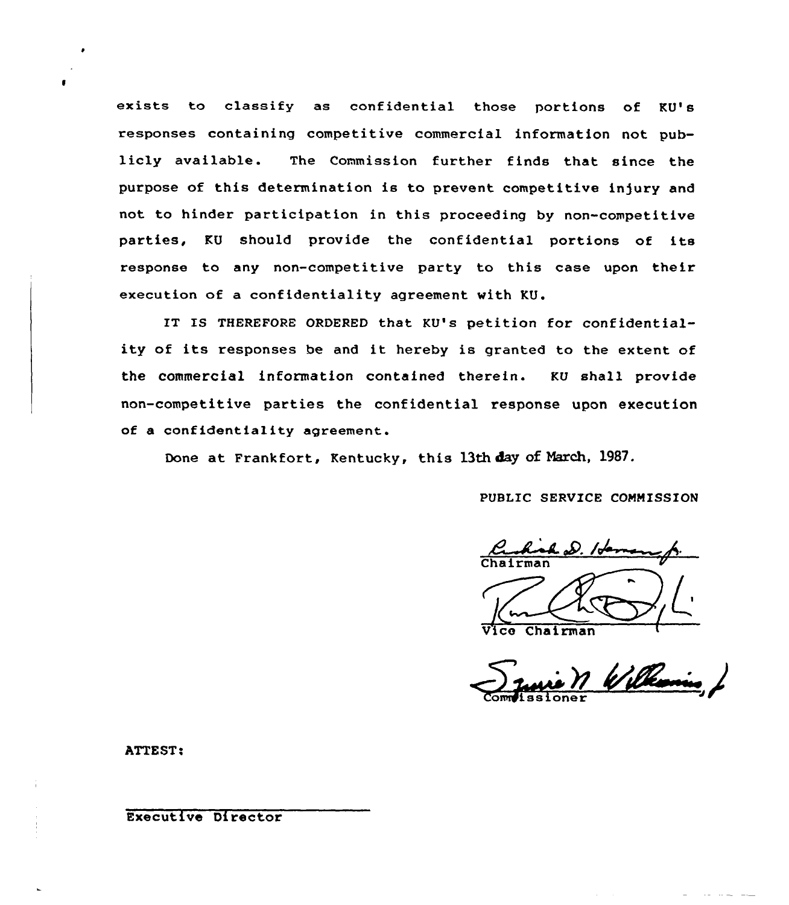exists to classify as confidential those portions of KU's responses containing competitive commercial information not publicly available. The Commission further finds that since the purpose of this determination is to prevent competitive injury and not to hinder participation in this proceeding by non-competitive parties, KU should provide the confidential portions of its response to any non-competitive party to this case upon their execution of a confidentiality agreement with KU.

IT IS THEREFORE ORDERED that KU's petition for confidentiality of its responses be and it hereby is granted to the extent of the commercial information contained therein. KU shall provide non-competitive parties the confidential response upon execution of a confidentiality agreement.

Done at Frankfort, Kentucky, this 13th day of March, 1987.

PUBLIC SERVICE COMMISSION

Chairman

Vice Chairman

Commissioner

ATTEST:

Executive Director